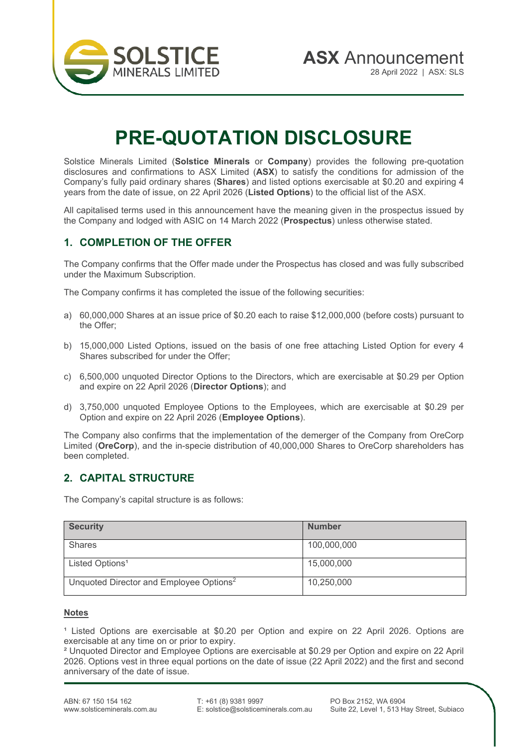# ASX Announcement

28 April 2022 | ASX: SLS

# PRE-QUOTATION DISCLOSURE

Solstice Minerals Limited (**Solstice Minerals** or **Company**) provides the following pre-quotation disclosures and confirmations to ASX Limited (**ASX**) to satisfy the conditions for admission of the Company's fully paid ordinary shares (**Shares**) and listed options exercisable at $0.20 and expiring 4 years from the date of issue, on 22 April 2026 (**Listed Options**) to the official list of the ASX.

All capitalised terms used in this announcement have the meaning given in the prospectus issued by the Company and lodged with ASIC on 14 March 2022 (**Prospectus**) unless otherwise stated.

## 1. COMPLETION OF THE OFFER

The Company confirms that the Offer made under the Prospectus has closed and was fully subscribed under the Maximum Subscription.

The Company confirms it has completed the issue of the following securities:

a) 60,000,000 Shares at an issue price of $0.20 each to raise $12,000,000 (before costs) pursuant to the Offer;

b) 15,000,000 Listed Options, issued on the basis of one free attaching Listed Option for every 4 Shares subscribed for under the Offer;

c) 6,500,000 unquoted Director Options to the Directors, which are exercisable at $0.29 per Option and expire on 22 April 2026 (**Director Options**); and

d) 3,750,000 unquoted Employee Options to the Employees, which are exercisable at $0.29 per Option and expire on 22 April 2026 (**Employee Options**).

The Company also confirms that the implementation of the demerger of the Company from OreCorp Limited (**OreCorp**), and the in-specie distribution of 40,000,000 Shares to OreCorp shareholders has been completed.

## 2. CAPITAL STRUCTURE

The Company's capital structure is as follows:

| Security | Number |
|---|---|
| Shares | 100,000,000 |
| Listed Options[1] | 15,000,000 |
| Unquoted Director and Employee Options[2] | 10,250,000 |

**Notes**

[1] Listed Options are exercisable at $0.20 per Option and expire on 22 April 2026. Options are exercisable at any time on or prior to expiry.

[2] Unquoted Director and Employee Options are exercisable at $0.29 per Option and expire on 22 April 2026. Options vest in three equal portions on the date of issue (22 April 2022) and the first and second anniversary of the date of issue.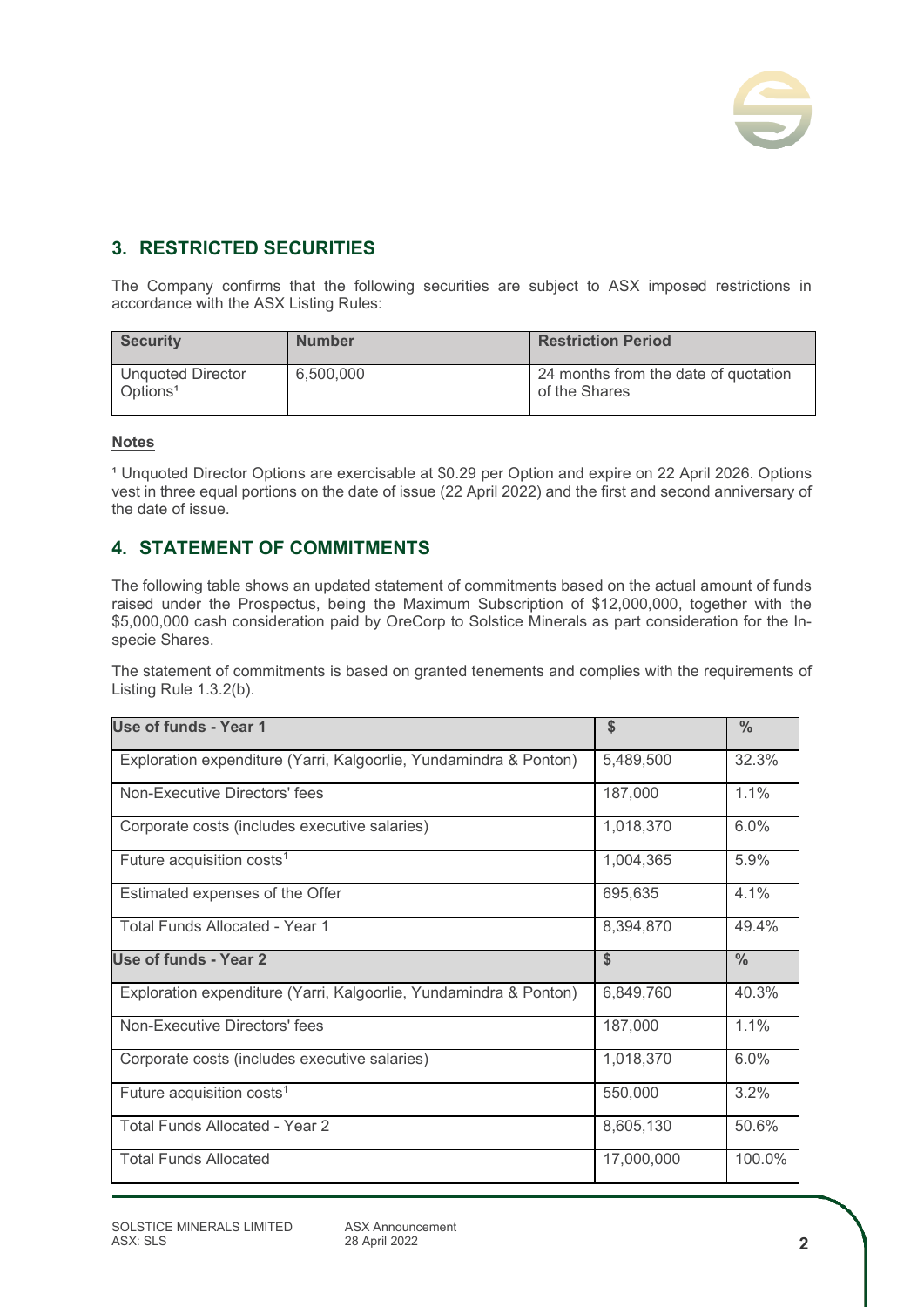## 3. RESTRICTED SECURITIES

The Company confirms that the following securities are subject to ASX imposed restrictions in accordance with the ASX Listing Rules:

| Security | Number | Restriction Period |
|---|---|---|
| Unquoted Director Options[1] | 6,500,000 | 24 months from the date of quotation of the Shares |

**Notes**

[1] Unquoted Director Options are exercisable at $0.29 per Option and expire on 22 April 2026. Options vest in three equal portions on the date of issue (22 April 2022) and the first and second anniversary of the date of issue.

## 4. STATEMENT OF COMMITMENTS

The following table shows an updated statement of commitments based on the actual amount of funds raised under the Prospectus, being the Maximum Subscription of $12,000,000, together with the $5,000,000 cash consideration paid by OreCorp to Solstice Minerals as part consideration for the In-specie Shares.

The statement of commitments is based on granted tenements and complies with the requirements of Listing Rule 1.3.2(b).

| Use of funds - Year 1 | $ | % |
|---|---|---|
| Exploration expenditure (Yarri, Kalgoorlie, Yundamindra & Ponton) | 5,489,500 | 32.3% |
| Non-Executive Directors' fees | 187,000 | 1.1% |
| Corporate costs (includes executive salaries) | 1,018,370 | 6.0% |
| Future acquisition costs[1] | 1,004,365 | 5.9% |
| Estimated expenses of the Offer | 695,635 | 4.1% |
| Total Funds Allocated - Year 1 | 8,394,870 | 49.4% |
| **Use of funds - Year 2** | **$** | **%** |
| Exploration expenditure (Yarri, Kalgoorlie, Yundamindra & Ponton) | 6,849,760 | 40.3% |
| Non-Executive Directors' fees | 187,000 | 1.1% |
| Corporate costs (includes executive salaries) | 1,018,370 | 6.0% |
| Future acquisition costs[1] | 550,000 | 3.2% |
| Total Funds Allocated - Year 2 | 8,605,130 | 50.6% |
| Total Funds Allocated | 17,000,000 | 100.0% |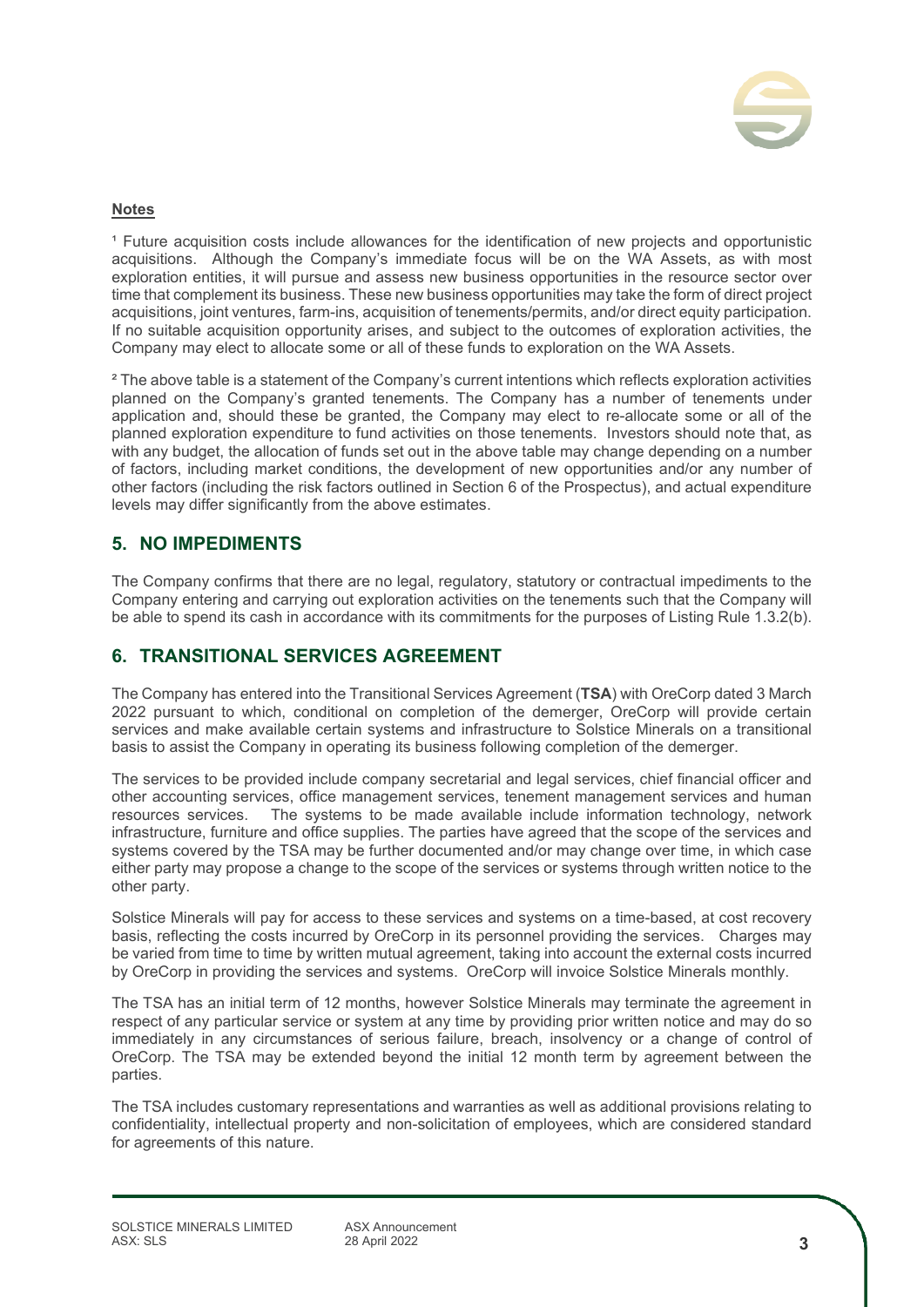**Notes**

[1] Future acquisition costs include allowances for the identification of new projects and opportunistic acquisitions. Although the Company's immediate focus will be on the WA Assets, as with most exploration entities, it will pursue and assess new business opportunities in the resource sector over time that complement its business. These new business opportunities may take the form of direct project acquisitions, joint ventures, farm-ins, acquisition of tenements/permits, and/or direct equity participation. If no suitable acquisition opportunity arises, and subject to the outcomes of exploration activities, the Company may elect to allocate some or all of these funds to exploration on the WA Assets.

[2] The above table is a statement of the Company's current intentions which reflects exploration activities planned on the Company's granted tenements. The Company has a number of tenements under application and, should these be granted, the Company may elect to re-allocate some or all of the planned exploration expenditure to fund activities on those tenements. Investors should note that, as with any budget, the allocation of funds set out in the above table may change depending on a number of factors, including market conditions, the development of new opportunities and/or any number of other factors (including the risk factors outlined in Section 6 of the Prospectus), and actual expenditure levels may differ significantly from the above estimates.

## 5. NO IMPEDIMENTS

The Company confirms that there are no legal, regulatory, statutory or contractual impediments to the Company entering and carrying out exploration activities on the tenements such that the Company will be able to spend its cash in accordance with its commitments for the purposes of Listing Rule 1.3.2(b).

## 6. TRANSITIONAL SERVICES AGREEMENT

The Company has entered into the Transitional Services Agreement (**TSA**) with OreCorp dated 3 March 2022 pursuant to which, conditional on completion of the demerger, OreCorp will provide certain services and make available certain systems and infrastructure to Solstice Minerals on a transitional basis to assist the Company in operating its business following completion of the demerger.

The services to be provided include company secretarial and legal services, chief financial officer and other accounting services, office management services, tenement management services and human resources services. The systems to be made available include information technology, network infrastructure, furniture and office supplies. The parties have agreed that the scope of the services and systems covered by the TSA may be further documented and/or may change over time, in which case either party may propose a change to the scope of the services or systems through written notice to the other party.

Solstice Minerals will pay for access to these services and systems on a time-based, at cost recovery basis, reflecting the costs incurred by OreCorp in its personnel providing the services. Charges may be varied from time to time by written mutual agreement, taking into account the external costs incurred by OreCorp in providing the services and systems. OreCorp will invoice Solstice Minerals monthly.

The TSA has an initial term of 12 months, however Solstice Minerals may terminate the agreement in respect of any particular service or system at any time by providing prior written notice and may do so immediately in any circumstances of serious failure, breach, insolvency or a change of control of OreCorp. The TSA may be extended beyond the initial 12 month term by agreement between the parties.

The TSA includes customary representations and warranties as well as additional provisions relating to confidentiality, intellectual property and non-solicitation of employees, which are considered standard for agreements of this nature.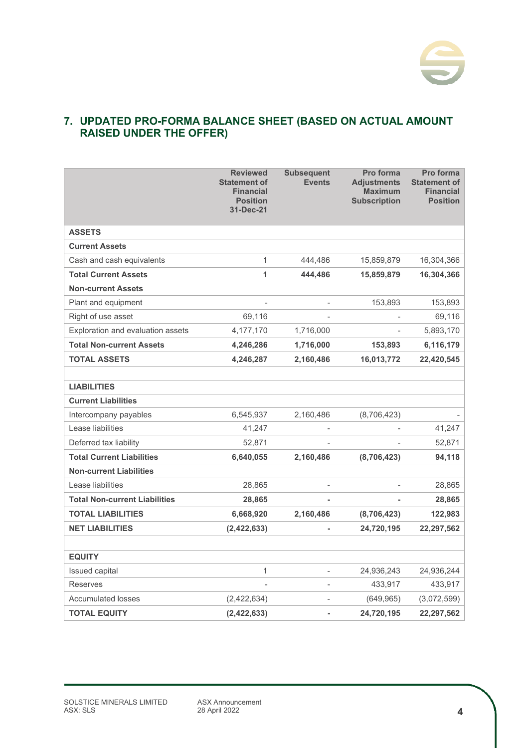## 7. UPDATED PRO-FORMA BALANCE SHEET (BASED ON ACTUAL AMOUNT RAISED UNDER THE OFFER)

| | Reviewed Statement of Financial Position 31-Dec-21 | Subsequent Events | Pro forma Adjustments Maximum Subscription | Pro forma Statement of Financial Position |
|---|---|---|---|---|
| **ASSETS** | | | | |
| **Current Assets** | | | | |
| Cash and cash equivalents | 1 | 444,486 | 15,859,879 | 16,304,366 |
| **Total Current Assets** | **1** | **444,486** | **15,859,879** | **16,304,366** |
| **Non-current Assets** | | | | |
| Plant and equipment | - | - | 153,893 | 153,893 |
| Right of use asset | 69,116 | - | - | 69,116 |
| Exploration and evaluation assets | 4,177,170 | 1,716,000 | - | 5,893,170 |
| **Total Non-current Assets** | **4,246,286** | **1,716,000** | **153,893** | **6,116,179** |
| **TOTAL ASSETS** | **4,246,287** | **2,160,486** | **16,013,772** | **22,420,545** |
| | | | | |
| **LIABILITIES** | | | | |
| **Current Liabilities** | | | | |
| Intercompany payables | 6,545,937 | 2,160,486 | (8,706,423) | - |
| Lease liabilities | 41,247 | - | - | 41,247 |
| Deferred tax liability | 52,871 | - | - | 52,871 |
| **Total Current Liabilities** | **6,640,055** | **2,160,486** | **(8,706,423)** | **94,118** |
| **Non-current Liabilities** | | | | |
| Lease liabilities | 28,865 | - | - | 28,865 |
| **Total Non-current Liabilities** | **28,865** | **-** | **-** | **28,865** |
| **TOTAL LIABILITIES** | **6,668,920** | **2,160,486** | **(8,706,423)** | **122,983** |
| **NET LIABILITIES** | **(2,422,633)** | **-** | **24,720,195** | **22,297,562** |
| | | | | |
| **EQUITY** | | | | |
| Issued capital | 1 | - | 24,936,243 | 24,936,244 |
| Reserves | - | - | 433,917 | 433,917 |
| Accumulated losses | (2,422,634) | - | (649,965) | (3,072,599) |
| **TOTAL EQUITY** | **(2,422,633)** | **-** | **24,720,195** | **22,297,562** |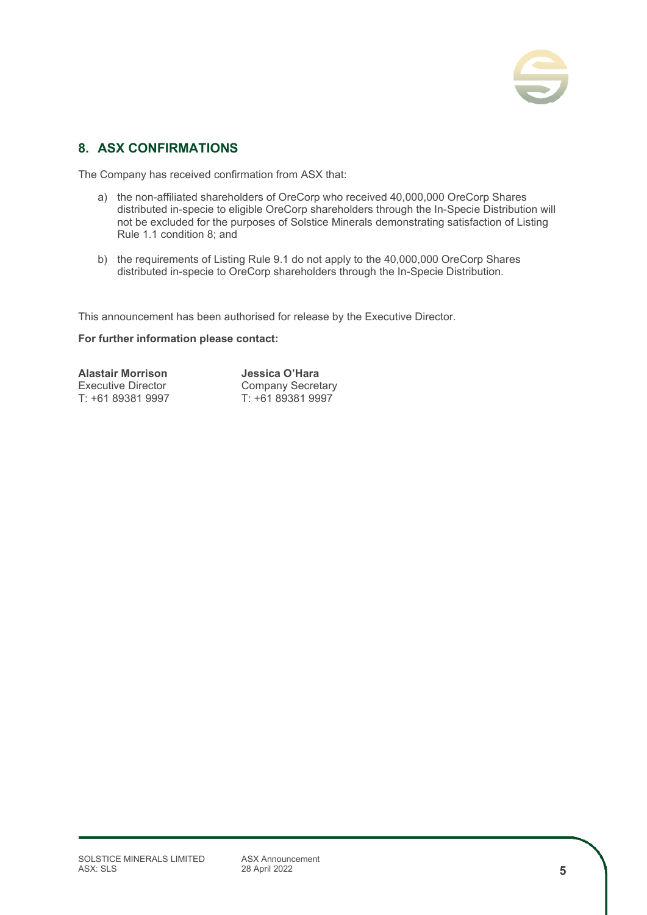## 8. ASX CONFIRMATIONS

The Company has received confirmation from ASX that:

a) the non-affiliated shareholders of OreCorp who received 40,000,000 OreCorp Shares distributed in-specie to eligible OreCorp shareholders through the In-Specie Distribution will not be excluded for the purposes of Solstice Minerals demonstrating satisfaction of Listing Rule 1.1 condition 8; and

b) the requirements of Listing Rule 9.1 do not apply to the 40,000,000 OreCorp Shares distributed in-specie to OreCorp shareholders through the In-Specie Distribution.

This announcement has been authorised for release by the Executive Director.

**For further information please contact:**

**Alastair Morrison**
Executive Director
T: +61 89381 9997

**Jessica O'Hara**
Company Secretary
T: +61 89381 9997